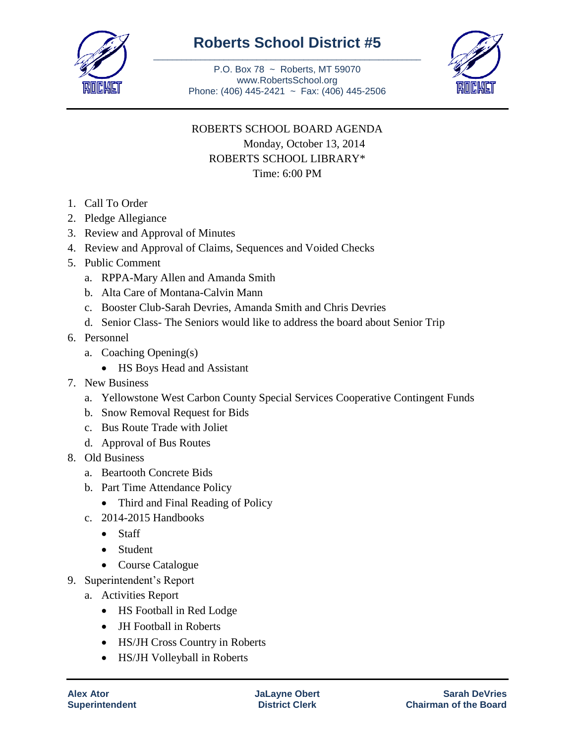# Roberts School District #5

P.O. Box 78 ~ Roberts, MT 59070
www.RobertsSchool.org
Phone: (406) 445-2421 ~ Fax: (406) 445-2506

ROBERTS SCHOOL BOARD AGENDA
Monday, October 13, 2014
ROBERTS SCHOOL LIBRARY*
Time: 6:00 PM

1. Call To Order
2. Pledge Allegiance
3. Review and Approval of Minutes
4. Review and Approval of Claims, Sequences and Voided Checks
5. Public Comment
   a. RPPA-Mary Allen and Amanda Smith
   b. Alta Care of Montana-Calvin Mann
   c. Booster Club-Sarah Devries, Amanda Smith and Chris Devries
   d. Senior Class- The Seniors would like to address the board about Senior Trip
6. Personnel
   a. Coaching Opening(s)
      - HS Boys Head and Assistant
7. New Business
   a. Yellowstone West Carbon County Special Services Cooperative Contingent Funds
   b. Snow Removal Request for Bids
   c. Bus Route Trade with Joliet
   d. Approval of Bus Routes
8. Old Business
   a. Beartooth Concrete Bids
   b. Part Time Attendance Policy
      - Third and Final Reading of Policy
   c. 2014-2015 Handbooks
      - Staff
      - Student
      - Course Catalogue
9. Superintendent's Report
   a. Activities Report
      - HS Football in Red Lodge
      - JH Football in Roberts
      - HS/JH Cross Country in Roberts
      - HS/JH Volleyball in Roberts

**Alex Ator**
**Superintendent**

**JaLayne Obert**
**District Clerk**

**Sarah DeVries**
**Chairman of the Board**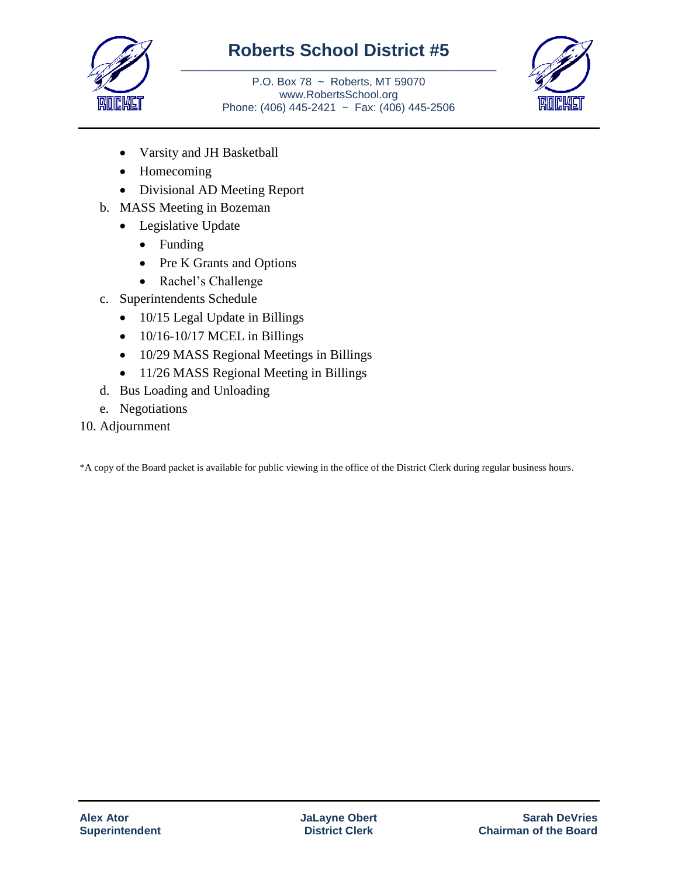- Varsity and JH Basketball
- Homecoming
- Divisional AD Meeting Report

b. MASS Meeting in Bozeman

- Legislative Update
  - Funding
  - Pre K Grants and Options
  - Rachel's Challenge

c. Superintendents Schedule

- 10/15 Legal Update in Billings
- 10/16-10/17 MCEL in Billings
- 10/29 MASS Regional Meetings in Billings
- 11/26 MASS Regional Meeting in Billings

d. Bus Loading and Unloading

e. Negotiations

10. Adjournment

*A copy of the Board packet is available for public viewing in the office of the District Clerk during regular business hours.